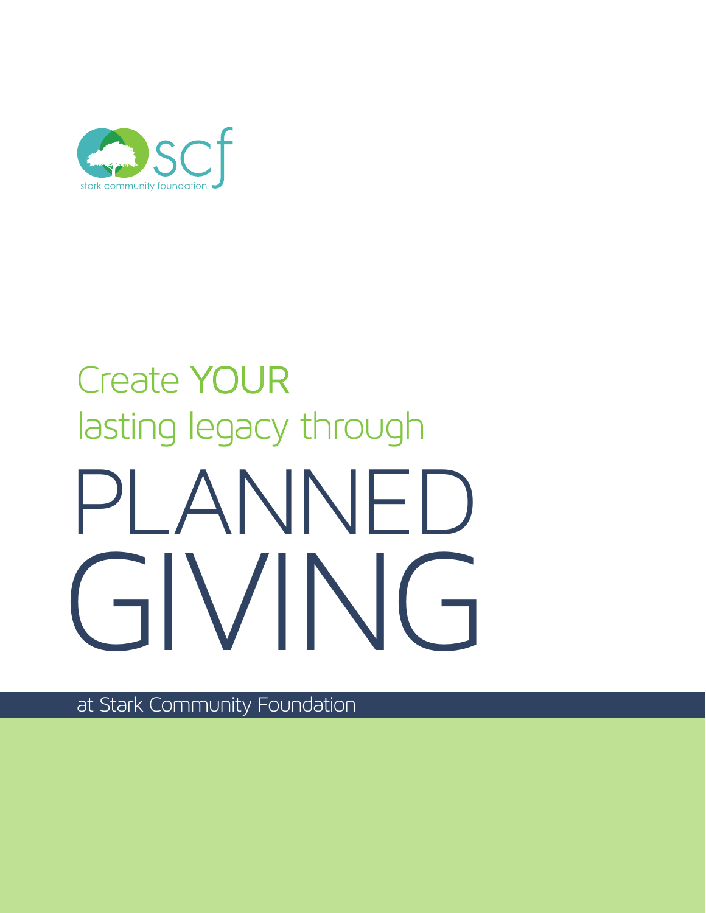scf

stark community foundation

Create YOUR lasting legacy through

# PLANNED GIVING

at Stark Community Foundation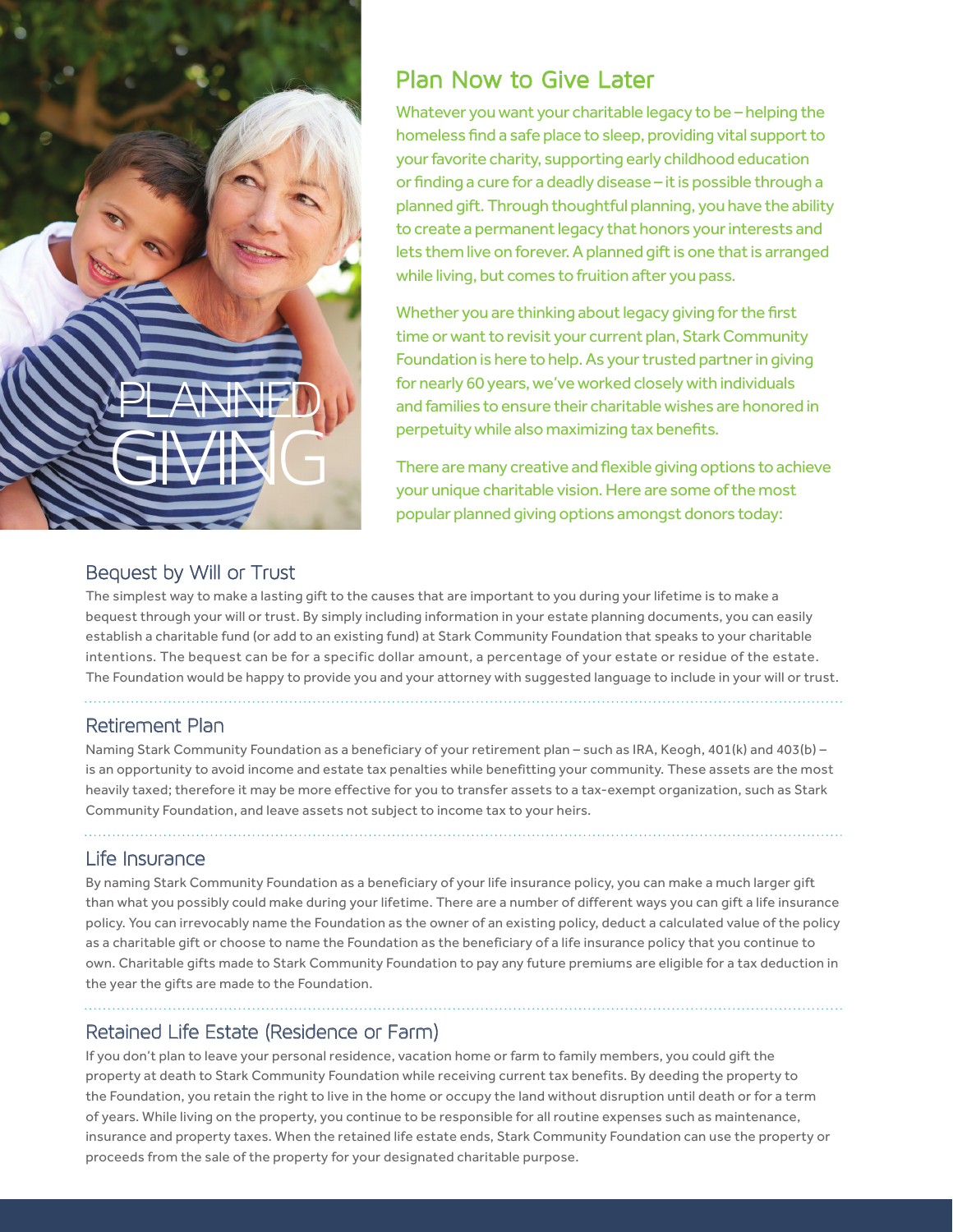# PLANNED GIVING

## Plan Now to Give Later

Whatever you want your charitable legacy to be – helping the homeless find a safe place to sleep, providing vital support to your favorite charity, supporting early childhood education or finding a cure for a deadly disease – it is possible through a planned gift. Through thoughtful planning, you have the ability to create a permanent legacy that honors your interests and lets them live on forever. A planned gift is one that is arranged while living, but comes to fruition after you pass.

Whether you are thinking about legacy giving for the first time or want to revisit your current plan, Stark Community Foundation is here to help. As your trusted partner in giving for nearly 60 years, we've worked closely with individuals and families to ensure their charitable wishes are honored in perpetuity while also maximizing tax benefits.

There are many creative and flexible giving options to achieve your unique charitable vision. Here are some of the most popular planned giving options amongst donors today:

### Bequest by Will or Trust

The simplest way to make a lasting gift to the causes that are important to you during your lifetime is to make a bequest through your will or trust. By simply including information in your estate planning documents, you can easily establish a charitable fund (or add to an existing fund) at Stark Community Foundation that speaks to your charitable intentions. The bequest can be for a specific dollar amount, a percentage of your estate or residue of the estate. The Foundation would be happy to provide you and your attorney with suggested language to include in your will or trust.

### Retirement Plan

Naming Stark Community Foundation as a beneficiary of your retirement plan – such as IRA, Keogh, 401(k) and 403(b) – is an opportunity to avoid income and estate tax penalties while benefitting your community. These assets are the most heavily taxed; therefore it may be more effective for you to transfer assets to a tax-exempt organization, such as Stark Community Foundation, and leave assets not subject to income tax to your heirs.

### Life Insurance

By naming Stark Community Foundation as a beneficiary of your life insurance policy, you can make a much larger gift than what you possibly could make during your lifetime. There are a number of different ways you can gift a life insurance policy. You can irrevocably name the Foundation as the owner of an existing policy, deduct a calculated value of the policy as a charitable gift or choose to name the Foundation as the beneficiary of a life insurance policy that you continue to own. Charitable gifts made to Stark Community Foundation to pay any future premiums are eligible for a tax deduction in the year the gifts are made to the Foundation.

### Retained Life Estate (Residence or Farm)

If you don't plan to leave your personal residence, vacation home or farm to family members, you could gift the property at death to Stark Community Foundation while receiving current tax benefits. By deeding the property to the Foundation, you retain the right to live in the home or occupy the land without disruption until death or for a term of years. While living on the property, you continue to be responsible for all routine expenses such as maintenance, insurance and property taxes. When the retained life estate ends, Stark Community Foundation can use the property or proceeds from the sale of the property for your designated charitable purpose.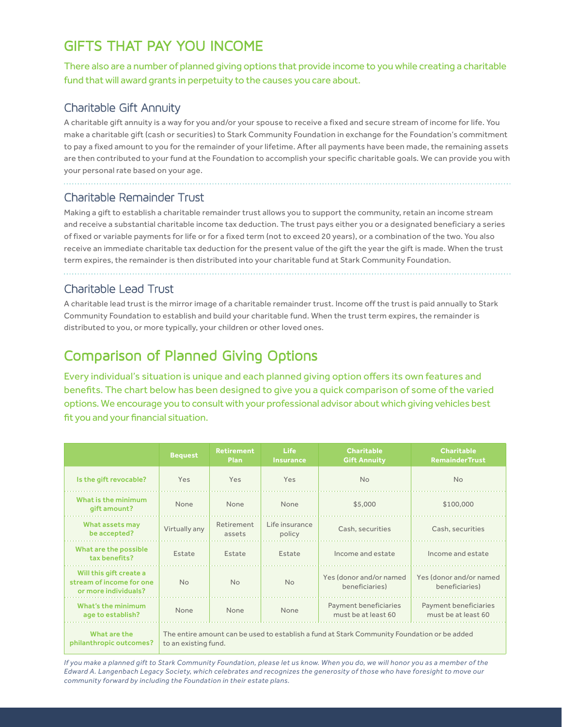# GIFTS THAT PAY YOU INCOME

There also are a number of planned giving options that provide income to you while creating a charitable fund that will award grants in perpetuity to the causes you care about.

## Charitable Gift Annuity

A charitable gift annuity is a way for you and/or your spouse to receive a fixed and secure stream of income for life. You make a charitable gift (cash or securities) to Stark Community Foundation in exchange for the Foundation's commitment to pay a fixed amount to you for the remainder of your lifetime. After all payments have been made, the remaining assets are then contributed to your fund at the Foundation to accomplish your specific charitable goals. We can provide you with your personal rate based on your age.

## Charitable Remainder Trust

Making a gift to establish a charitable remainder trust allows you to support the community, retain an income stream and receive a substantial charitable income tax deduction. The trust pays either you or a designated beneficiary a series of fixed or variable payments for life or for a fixed term (not to exceed 20 years), or a combination of the two. You also receive an immediate charitable tax deduction for the present value of the gift the year the gift is made. When the trust term expires, the remainder is then distributed into your charitable fund at Stark Community Foundation.

## Charitable Lead Trust

A charitable lead trust is the mirror image of a charitable remainder trust. Income off the trust is paid annually to Stark Community Foundation to establish and build your charitable fund. When the trust term expires, the remainder is distributed to you, or more typically, your children or other loved ones.

# Comparison of Planned Giving Options

Every individual's situation is unique and each planned giving option offers its own features and benefits. The chart below has been designed to give you a quick comparison of some of the varied options. We encourage you to consult with your professional advisor about which giving vehicles best fit you and your financial situation.

| | Bequest | Retirement Plan | Life Insurance | Charitable Gift Annuity | Charitable RemainderTrust |
|---|---|---|---|---|---|
| **Is the gift revocable?** | Yes | Yes | Yes | No | No |
| **What is the minimum gift amount?** | None | None | None | $5,000 | $100,000 |
| **What assets may be accepted?** | Virtually any | Retirement assets | Life insurance policy | Cash, securities | Cash, securities |
| **What are the possible tax benefits?** | Estate | Estate | Estate | Income and estate | Income and estate |
| **Will this gift create a stream of income for one or more individuals?** | No | No | No | Yes (donor and/or named beneficiaries) | Yes (donor and/or named beneficiaries) |
| **What's the minimum age to establish?** | None | None | None | Payment beneficiaries must be at least 60 | Payment beneficiaries must be at least 60 |
| **What are the philanthropic outcomes?** | The entire amount can be used to establish a fund at Stark Community Foundation or be added to an existing fund. | | | | |

*If you make a planned gift to Stark Community Foundation, please let us know. When you do, we will honor you as a member of the Edward A. Langenbach Legacy Society, which celebrates and recognizes the generosity of those who have foresight to move our community forward by including the Foundation in their estate plans.*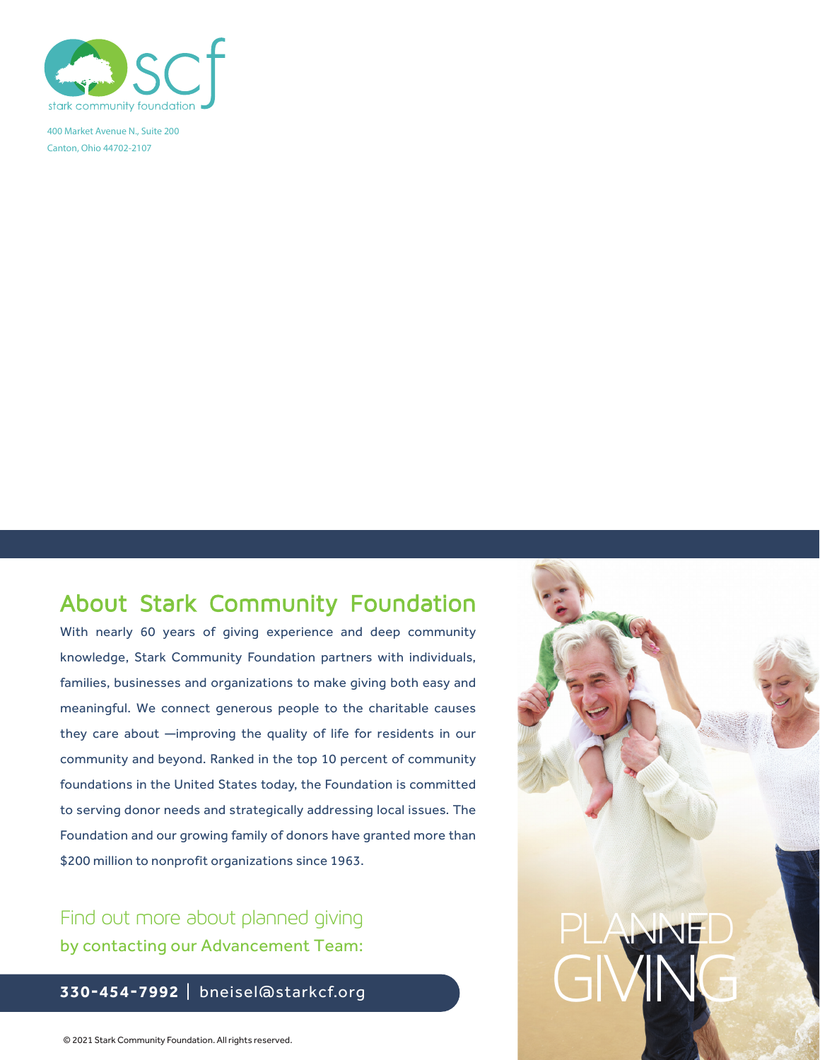scf

stark community foundation

400 Market Avenue N., Suite 200
Canton, Ohio 44702-2107

## About Stark Community Foundation

With nearly 60 years of giving experience and deep community knowledge, Stark Community Foundation partners with individuals, families, businesses and organizations to make giving both easy and meaningful. We connect generous people to the charitable causes they care about —improving the quality of life for residents in our community and beyond. Ranked in the top 10 percent of community foundations in the United States today, the Foundation is committed to serving donor needs and strategically addressing local issues. The Foundation and our growing family of donors have granted more than $200 million to nonprofit organizations since 1963.

Find out more about planned giving
by contacting our Advancement Team:

**330-454-7992** | bneisel@starkcf.org

PLANNED
GIVING

© 2021 Stark Community Foundation. All rights reserved.